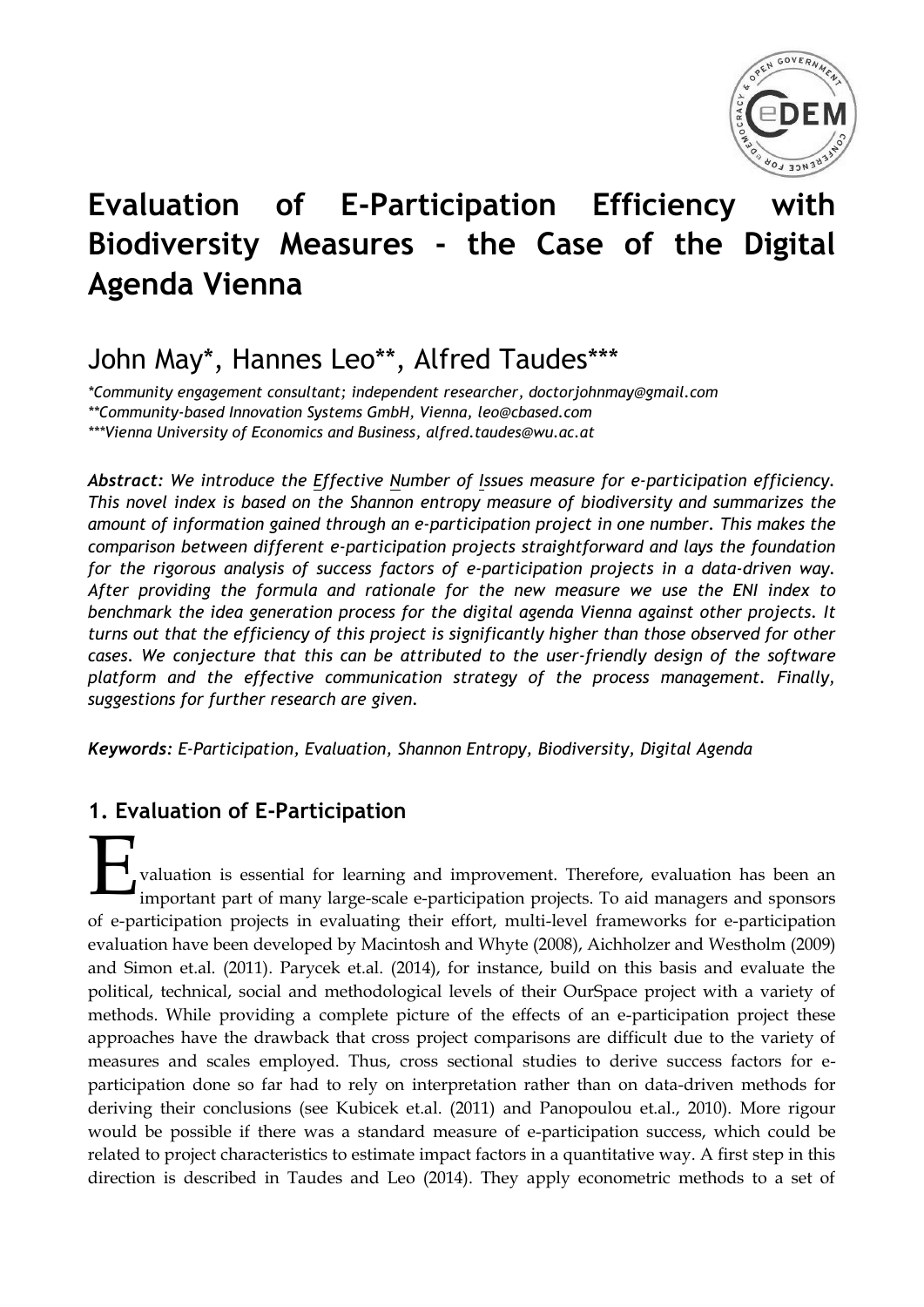# Evaluation of E-Participation Efficiency with Biodiversity Measures - the Case of the Digital Agenda Vienna

## John May*, Hannes Leo**, Alfred Taudes***

*\*Community engagement consultant; independent researcher, doctorjohnmay@gmail.com*
*\*\*Community-based Innovation Systems GmbH, Vienna, leo@cbased.com*
*\*\*\*Vienna University of Economics and Business, alfred.taudes@wu.ac.at*

***Abstract:*** *We introduce the Effective Number of Issues measure for e-participation efficiency. This novel index is based on the Shannon entropy measure of biodiversity and summarizes the amount of information gained through an e-participation project in one number. This makes the comparison between different e-participation projects straightforward and lays the foundation for the rigorous analysis of success factors of e-participation projects in a data-driven way. After providing the formula and rationale for the new measure we use the ENI index to benchmark the idea generation process for the digital agenda Vienna against other projects. It turns out that the efficiency of this project is significantly higher than those observed for other cases. We conjecture that this can be attributed to the user-friendly design of the software platform and the effective communication strategy of the process management. Finally, suggestions for further research are given.*

***Keywords:*** *E-Participation, Evaluation, Shannon Entropy, Biodiversity, Digital Agenda*

## 1. Evaluation of E-Participation

Evaluation is essential for learning and improvement. Therefore, evaluation has been an important part of many large-scale e-participation projects. To aid managers and sponsors of e-participation projects in evaluating their effort, multi-level frameworks for e-participation evaluation have been developed by Macintosh and Whyte (2008), Aichholzer and Westholm (2009) and Simon et.al. (2011). Parycek et.al. (2014), for instance, build on this basis and evaluate the political, technical, social and methodological levels of their OurSpace project with a variety of methods. While providing a complete picture of the effects of an e-participation project these approaches have the drawback that cross project comparisons are difficult due to the variety of measures and scales employed. Thus, cross sectional studies to derive success factors for e-participation done so far had to rely on interpretation rather than on data-driven methods for deriving their conclusions (see Kubicek et.al. (2011) and Panopoulou et.al., 2010). More rigour would be possible if there was a standard measure of e-participation success, which could be related to project characteristics to estimate impact factors in a quantitative way. A first step in this direction is described in Taudes and Leo (2014). They apply econometric methods to a set of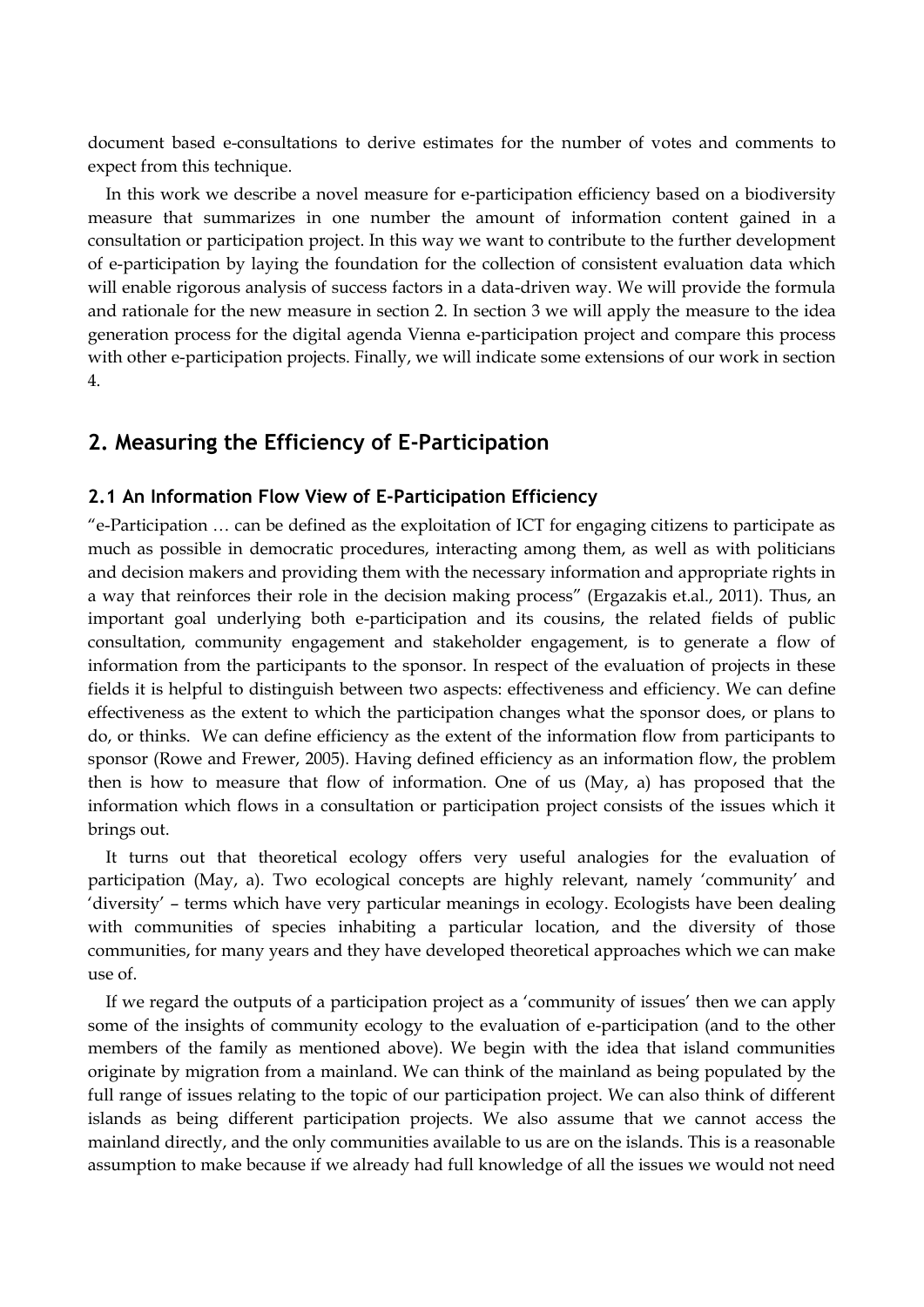document based e-consultations to derive estimates for the number of votes and comments to expect from this technique.

In this work we describe a novel measure for e-participation efficiency based on a biodiversity measure that summarizes in one number the amount of information content gained in a consultation or participation project. In this way we want to contribute to the further development of e-participation by laying the foundation for the collection of consistent evaluation data which will enable rigorous analysis of success factors in a data-driven way. We will provide the formula and rationale for the new measure in section 2. In section 3 we will apply the measure to the idea generation process for the digital agenda Vienna e-participation project and compare this process with other e-participation projects. Finally, we will indicate some extensions of our work in section 4.

## 2. Measuring the Efficiency of E-Participation

### 2.1 An Information Flow View of E-Participation Efficiency

"e-Participation … can be defined as the exploitation of ICT for engaging citizens to participate as much as possible in democratic procedures, interacting among them, as well as with politicians and decision makers and providing them with the necessary information and appropriate rights in a way that reinforces their role in the decision making process" (Ergazakis et.al., 2011). Thus, an important goal underlying both e-participation and its cousins, the related fields of public consultation, community engagement and stakeholder engagement, is to generate a flow of information from the participants to the sponsor. In respect of the evaluation of projects in these fields it is helpful to distinguish between two aspects: effectiveness and efficiency. We can define effectiveness as the extent to which the participation changes what the sponsor does, or plans to do, or thinks. We can define efficiency as the extent of the information flow from participants to sponsor (Rowe and Frewer, 2005). Having defined efficiency as an information flow, the problem then is how to measure that flow of information. One of us (May, a) has proposed that the information which flows in a consultation or participation project consists of the issues which it brings out.

It turns out that theoretical ecology offers very useful analogies for the evaluation of participation (May, a). Two ecological concepts are highly relevant, namely 'community' and 'diversity' – terms which have very particular meanings in ecology. Ecologists have been dealing with communities of species inhabiting a particular location, and the diversity of those communities, for many years and they have developed theoretical approaches which we can make use of.

If we regard the outputs of a participation project as a 'community of issues' then we can apply some of the insights of community ecology to the evaluation of e-participation (and to the other members of the family as mentioned above). We begin with the idea that island communities originate by migration from a mainland. We can think of the mainland as being populated by the full range of issues relating to the topic of our participation project. We can also think of different islands as being different participation projects. We also assume that we cannot access the mainland directly, and the only communities available to us are on the islands. This is a reasonable assumption to make because if we already had full knowledge of all the issues we would not need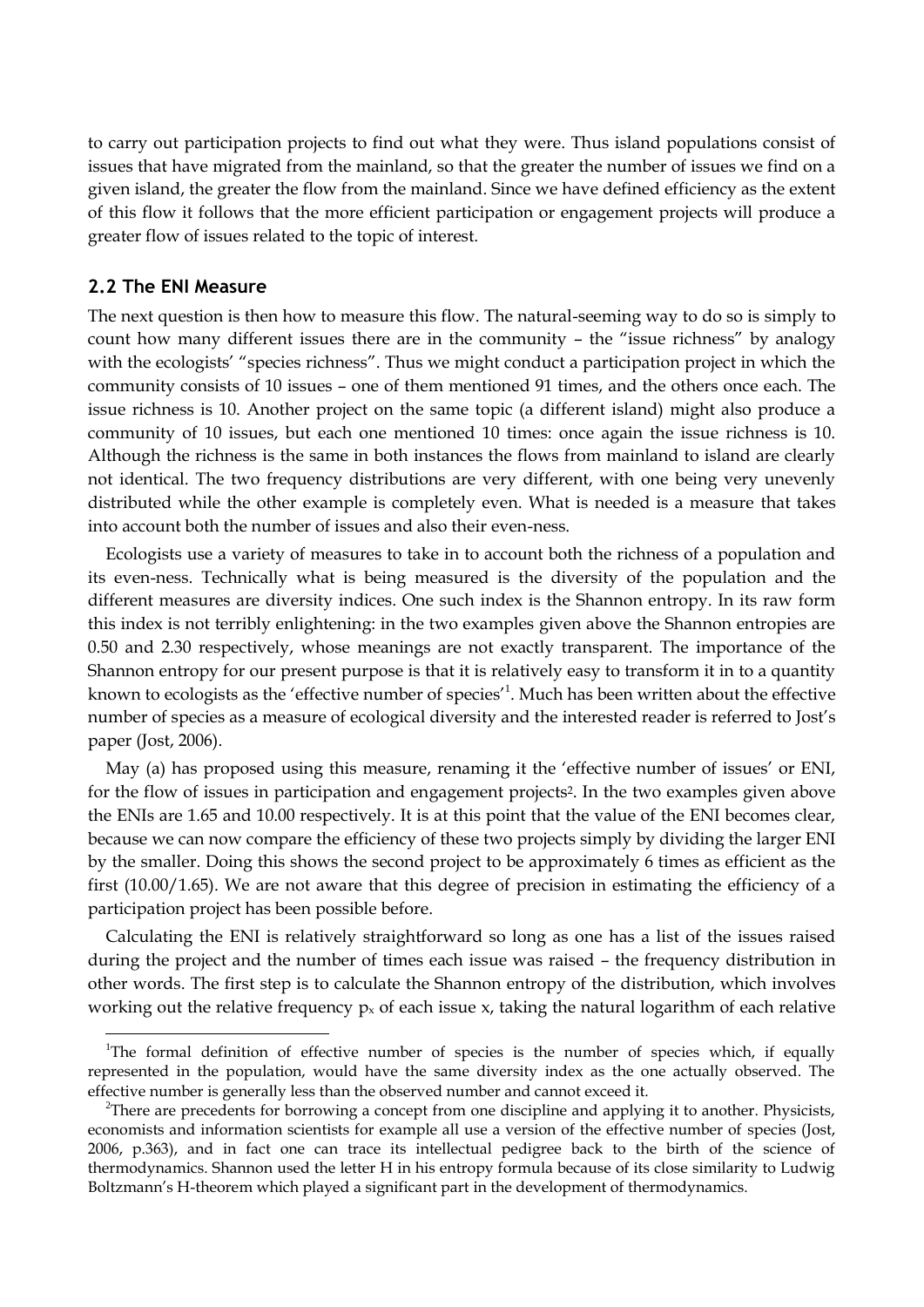to carry out participation projects to find out what they were. Thus island populations consist of issues that have migrated from the mainland, so that the greater the number of issues we find on a given island, the greater the flow from the mainland. Since we have defined efficiency as the extent of this flow it follows that the more efficient participation or engagement projects will produce a greater flow of issues related to the topic of interest.

## 2.2 The ENI Measure

The next question is then how to measure this flow. The natural-seeming way to do so is simply to count how many different issues there are in the community – the "issue richness" by analogy with the ecologists' "species richness". Thus we might conduct a participation project in which the community consists of 10 issues – one of them mentioned 91 times, and the others once each. The issue richness is 10. Another project on the same topic (a different island) might also produce a community of 10 issues, but each one mentioned 10 times: once again the issue richness is 10. Although the richness is the same in both instances the flows from mainland to island are clearly not identical. The two frequency distributions are very different, with one being very unevenly distributed while the other example is completely even. What is needed is a measure that takes into account both the number of issues and also their even-ness.

Ecologists use a variety of measures to take in to account both the richness of a population and its even-ness. Technically what is being measured is the diversity of the population and the different measures are diversity indices. One such index is the Shannon entropy. In its raw form this index is not terribly enlightening: in the two examples given above the Shannon entropies are 0.50 and 2.30 respectively, whose meanings are not exactly transparent. The importance of the Shannon entropy for our present purpose is that it is relatively easy to transform it in to a quantity known to ecologists as the 'effective number of species'[1]. Much has been written about the effective number of species as a measure of ecological diversity and the interested reader is referred to Jost's paper (Jost, 2006).

May (a) has proposed using this measure, renaming it the 'effective number of issues' or ENI, for the flow of issues in participation and engagement projects[2]. In the two examples given above the ENIs are 1.65 and 10.00 respectively. It is at this point that the value of the ENI becomes clear, because we can now compare the efficiency of these two projects simply by dividing the larger ENI by the smaller. Doing this shows the second project to be approximately 6 times as efficient as the first (10.00/1.65). We are not aware that this degree of precision in estimating the efficiency of a participation project has been possible before.

Calculating the ENI is relatively straightforward so long as one has a list of the issues raised during the project and the number of times each issue was raised – the frequency distribution in other words. The first step is to calculate the Shannon entropy of the distribution, which involves working out the relative frequency $p_x$ of each issue x, taking the natural logarithm of each relative

---

[1] The formal definition of effective number of species is the number of species which, if equally represented in the population, would have the same diversity index as the one actually observed. The effective number is generally less than the observed number and cannot exceed it.

[2] There are precedents for borrowing a concept from one discipline and applying it to another. Physicists, economists and information scientists for example all use a version of the effective number of species (Jost, 2006, p.363), and in fact one can trace its intellectual pedigree back to the birth of the science of thermodynamics. Shannon used the letter H in his entropy formula because of its close similarity to Ludwig Boltzmann's H-theorem which played a significant part in the development of thermodynamics.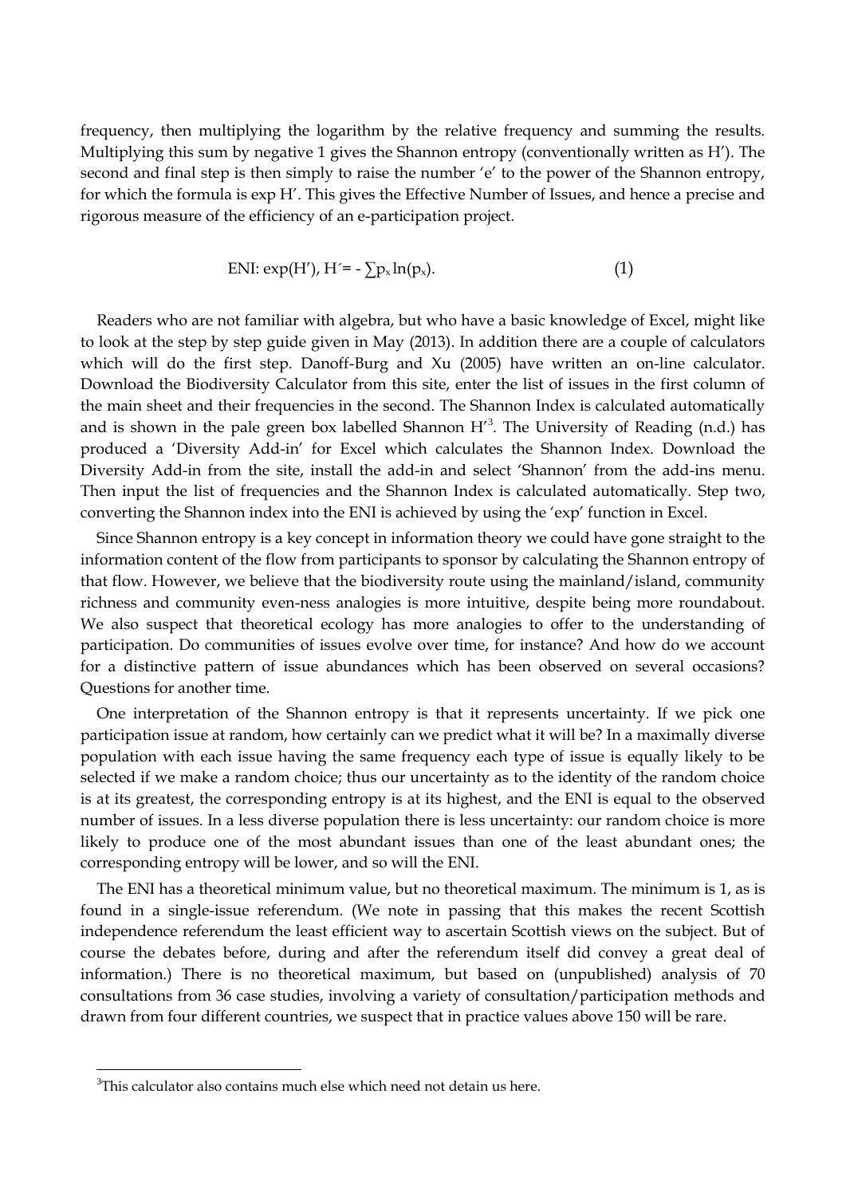frequency, then multiplying the logarithm by the relative frequency and summing the results. Multiplying this sum by negative 1 gives the Shannon entropy (conventionally written as H'). The second and final step is then simply to raise the number 'e' to the power of the Shannon entropy, for which the formula is exp H'. This gives the Effective Number of Issues, and hence a precise and rigorous measure of the efficiency of an e-participation project.

$$\text{ENI: } \exp(H'),\ H' = -\sum p_x \ln(p_x). \qquad (1)$$

Readers who are not familiar with algebra, but who have a basic knowledge of Excel, might like to look at the step by step guide given in May (2013). In addition there are a couple of calculators which will do the first step. Danoff-Burg and Xu (2005) have written an on-line calculator. Download the Biodiversity Calculator from this site, enter the list of issues in the first column of the main sheet and their frequencies in the second. The Shannon Index is calculated automatically and is shown in the pale green box labelled Shannon H'[3]. The University of Reading (n.d.) has produced a 'Diversity Add-in' for Excel which calculates the Shannon Index. Download the Diversity Add-in from the site, install the add-in and select 'Shannon' from the add-ins menu. Then input the list of frequencies and the Shannon Index is calculated automatically. Step two, converting the Shannon index into the ENI is achieved by using the 'exp' function in Excel.

Since Shannon entropy is a key concept in information theory we could have gone straight to the information content of the flow from participants to sponsor by calculating the Shannon entropy of that flow. However, we believe that the biodiversity route using the mainland/island, community richness and community even-ness analogies is more intuitive, despite being more roundabout. We also suspect that theoretical ecology has more analogies to offer to the understanding of participation. Do communities of issues evolve over time, for instance? And how do we account for a distinctive pattern of issue abundances which has been observed on several occasions? Questions for another time.

One interpretation of the Shannon entropy is that it represents uncertainty. If we pick one participation issue at random, how certainly can we predict what it will be? In a maximally diverse population with each issue having the same frequency each type of issue is equally likely to be selected if we make a random choice; thus our uncertainty as to the identity of the random choice is at its greatest, the corresponding entropy is at its highest, and the ENI is equal to the observed number of issues. In a less diverse population there is less uncertainty: our random choice is more likely to produce one of the most abundant issues than one of the least abundant ones; the corresponding entropy will be lower, and so will the ENI.

The ENI has a theoretical minimum value, but no theoretical maximum. The minimum is 1, as is found in a single-issue referendum. (We note in passing that this makes the recent Scottish independence referendum the least efficient way to ascertain Scottish views on the subject. But of course the debates before, during and after the referendum itself did convey a great deal of information.) There is no theoretical maximum, but based on (unpublished) analysis of 70 consultations from 36 case studies, involving a variety of consultation/participation methods and drawn from four different countries, we suspect that in practice values above 150 will be rare.

---

[3] This calculator also contains much else which need not detain us here.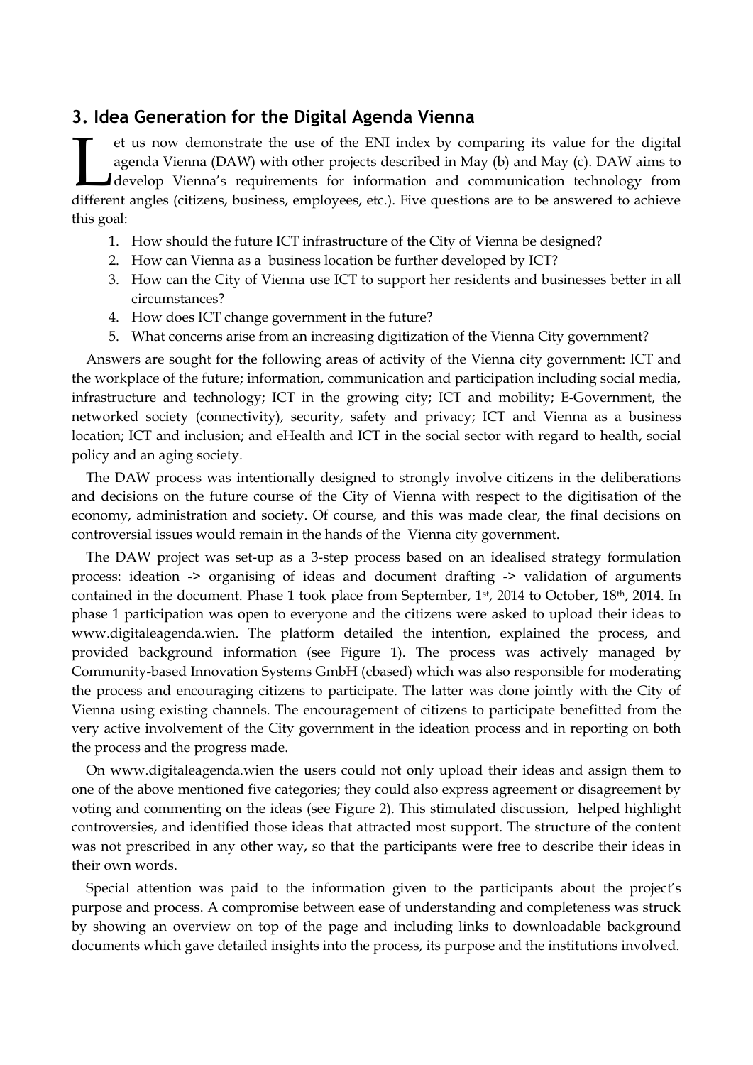## 3. Idea Generation for the Digital Agenda Vienna

Let us now demonstrate the use of the ENI index by comparing its value for the digital agenda Vienna (DAW) with other projects described in May (b) and May (c). DAW aims to develop Vienna's requirements for information and communication technology from different angles (citizens, business, employees, etc.). Five questions are to be answered to achieve this goal:

1. How should the future ICT infrastructure of the City of Vienna be designed?
2. How can Vienna as a business location be further developed by ICT?
3. How can the City of Vienna use ICT to support her residents and businesses better in all circumstances?
4. How does ICT change government in the future?
5. What concerns arise from an increasing digitization of the Vienna City government?

Answers are sought for the following areas of activity of the Vienna city government: ICT and the workplace of the future; information, communication and participation including social media, infrastructure and technology; ICT in the growing city; ICT and mobility; E-Government, the networked society (connectivity), security, safety and privacy; ICT and Vienna as a business location; ICT and inclusion; and eHealth and ICT in the social sector with regard to health, social policy and an aging society.

The DAW process was intentionally designed to strongly involve citizens in the deliberations and decisions on the future course of the City of Vienna with respect to the digitisation of the economy, administration and society. Of course, and this was made clear, the final decisions on controversial issues would remain in the hands of the Vienna city government.

The DAW project was set-up as a 3-step process based on an idealised strategy formulation process: ideation -> organising of ideas and document drafting -> validation of arguments contained in the document. Phase 1 took place from September, 1st, 2014 to October, 18th, 2014. In phase 1 participation was open to everyone and the citizens were asked to upload their ideas to www.digitaleagenda.wien. The platform detailed the intention, explained the process, and provided background information (see Figure 1). The process was actively managed by Community-based Innovation Systems GmbH (cbased) which was also responsible for moderating the process and encouraging citizens to participate. The latter was done jointly with the City of Vienna using existing channels. The encouragement of citizens to participate benefitted from the very active involvement of the City government in the ideation process and in reporting on both the process and the progress made.

On www.digitaleagenda.wien the users could not only upload their ideas and assign them to one of the above mentioned five categories; they could also express agreement or disagreement by voting and commenting on the ideas (see Figure 2). This stimulated discussion, helped highlight controversies, and identified those ideas that attracted most support. The structure of the content was not prescribed in any other way, so that the participants were free to describe their ideas in their own words.

Special attention was paid to the information given to the participants about the project's purpose and process. A compromise between ease of understanding and completeness was struck by showing an overview on top of the page and including links to downloadable background documents which gave detailed insights into the process, its purpose and the institutions involved.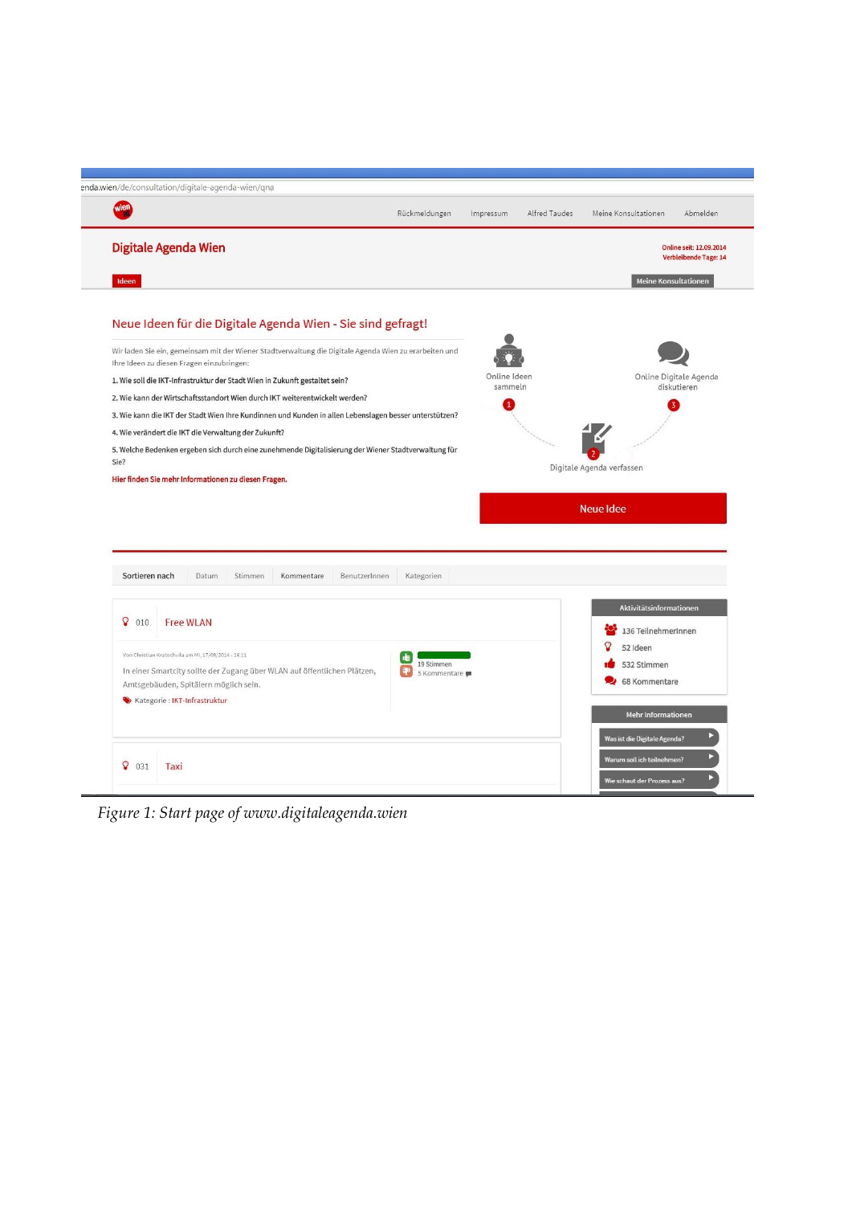enda.wien/de/consultation/digitale-agenda-wien/qna

Rückmeldungen Impressum Alfred Taudes Meine Konsultationen Abmelden

## Digitale Agenda Wien

Online seit: 12.09.2014
Verbleibende Tage: 14

Ideen

Meine Konsultationen

### Neue Ideen für die Digitale Agenda Wien - Sie sind gefragt!

Wir laden Sie ein, gemeinsam mit der Wiener Stadtverwaltung die Digitale Agenda Wien zu erarbeiten und Ihre Ideen zu diesen Fragen einzubringen:

1. Wie soll die IKT-Infrastruktur der Stadt Wien in Zukunft gestaltet sein?
2. Wie kann der Wirtschaftsstandort Wien durch IKT weiterentwickelt werden?
3. Wie kann die IKT der Stadt Wien Ihre Kundinnen und Kunden in allen Lebenslagen besser unterstützen?
4. Wie verändert die IKT die Verwaltung der Zukunft?
5. Welche Bedenken ergeben sich durch eine zunehmende Digitalisierung der Wiener Stadtverwaltung für Sie?

Hier finden Sie mehr Informationen zu diesen Fragen.

1 Online Ideen sammeln
2 Digitale Agenda verfassen
3 Online Digitale Agenda diskutieren

Neue Idee

Sortieren nach | Datum | Stimmen | Kommentare | BenutzerInnen | Kategorien

010 Free WLAN

Von Christian Kratochwila am Mi, 17/09/2014 - 16:11

In einer Smartcity sollte der Zugang über WLAN auf öffentlichen Plätzen, Amtsgebäuden, Spitälern möglich sein.

Kategorie : IKT-Infrastruktur

19 Stimmen
5 Kommentare

031 Taxi

Aktivitätsinformationen

- 136 TeilnehmerInnen
- 52 Ideen
- 532 Stimmen
- 68 Kommentare

Mehr Informationen

- Was ist die Digitale Agenda?
- Warum soll ich teilnehmen?
- Wie schaut der Prozess aus?

*Figure 1: Start page of www.digitaleagenda.wien*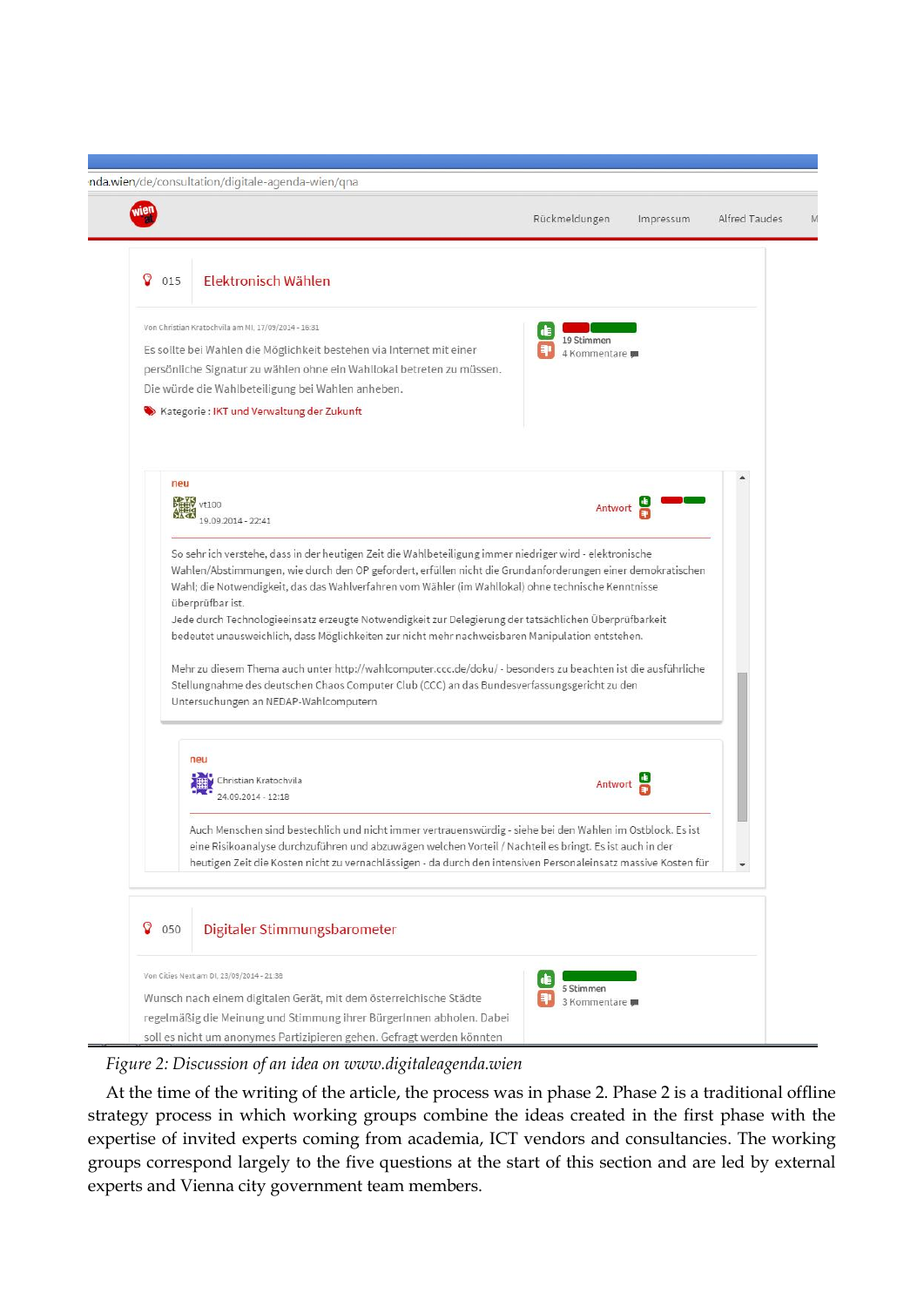*Figure 2: Discussion of an idea on www.digitaleagenda.wien*

At the time of the writing of the article, the process was in phase 2. Phase 2 is a traditional offline strategy process in which working groups combine the ideas created in the first phase with the expertise of invited experts coming from academia, ICT vendors and consultancies. The working groups correspond largely to the five questions at the start of this section and are led by external experts and Vienna city government team members.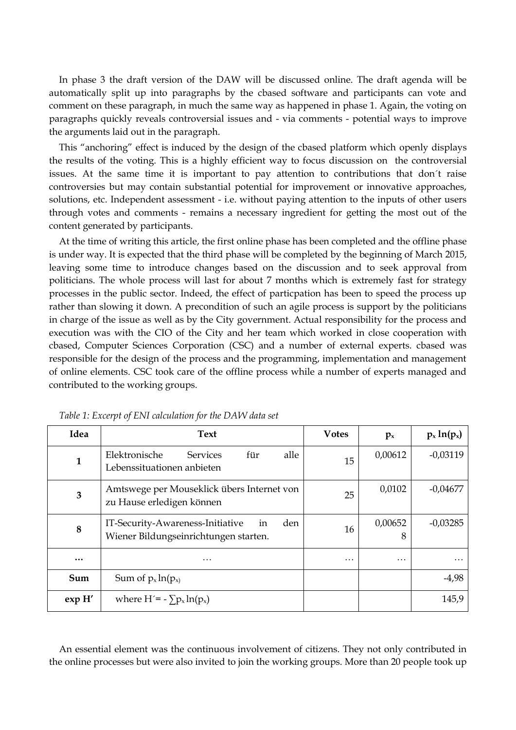In phase 3 the draft version of the DAW will be discussed online. The draft agenda will be automatically split up into paragraphs by the cbased software and participants can vote and comment on these paragraph, in much the same way as happened in phase 1. Again, the voting on paragraphs quickly reveals controversial issues and - via comments - potential ways to improve the arguments laid out in the paragraph.

This "anchoring" effect is induced by the design of the cbased platform which openly displays the results of the voting. This is a highly efficient way to focus discussion on the controversial issues. At the same time it is important to pay attention to contributions that don´t raise controversies but may contain substantial potential for improvement or innovative approaches, solutions, etc. Independent assessment - i.e. without paying attention to the inputs of other users through votes and comments - remains a necessary ingredient for getting the most out of the content generated by participants.

At the time of writing this article, the first online phase has been completed and the offline phase is under way. It is expected that the third phase will be completed by the beginning of March 2015, leaving some time to introduce changes based on the discussion and to seek approval from politicians. The whole process will last for about 7 months which is extremely fast for strategy processes in the public sector. Indeed, the effect of particpation has been to speed the process up rather than slowing it down. A precondition of such an agile process is support by the politicians in charge of the issue as well as by the City government. Actual responsibility for the process and execution was with the CIO of the City and her team which worked in close cooperation with cbased, Computer Sciences Corporation (CSC) and a number of external experts. cbased was responsible for the design of the process and the programming, implementation and management of online elements. CSC took care of the offline process while a number of experts managed and contributed to the working groups.

*Table 1: Excerpt of ENI calculation for the DAW data set*

| Idea | Text | Votes | $p_x$ | $p_x \ln(p_x)$ |
|---|---|---|---|---|
| **1** | Elektronische Services für alle Lebenssituationen anbieten | 15 | 0,00612 | -0,03119 |
| **3** | Amtswege per Mouseklick übers Internet von zu Hause erledigen können | 25 | 0,0102 | -0,04677 |
| **8** | IT-Security-Awareness-Initiative in den Wiener Bildungseinrichtungen starten. | 16 | 0,006528 | -0,03285 |
| **…** | … | … | … | … |
| **Sum** | Sum of $p_x \ln(p_x)$ | | | -4,98 |
| **exp H′** | where $H' = - \sum p_x \ln(p_x)$ | | | 145,9 |

An essential element was the continuous involvement of citizens. They not only contributed in the online processes but were also invited to join the working groups. More than 20 people took up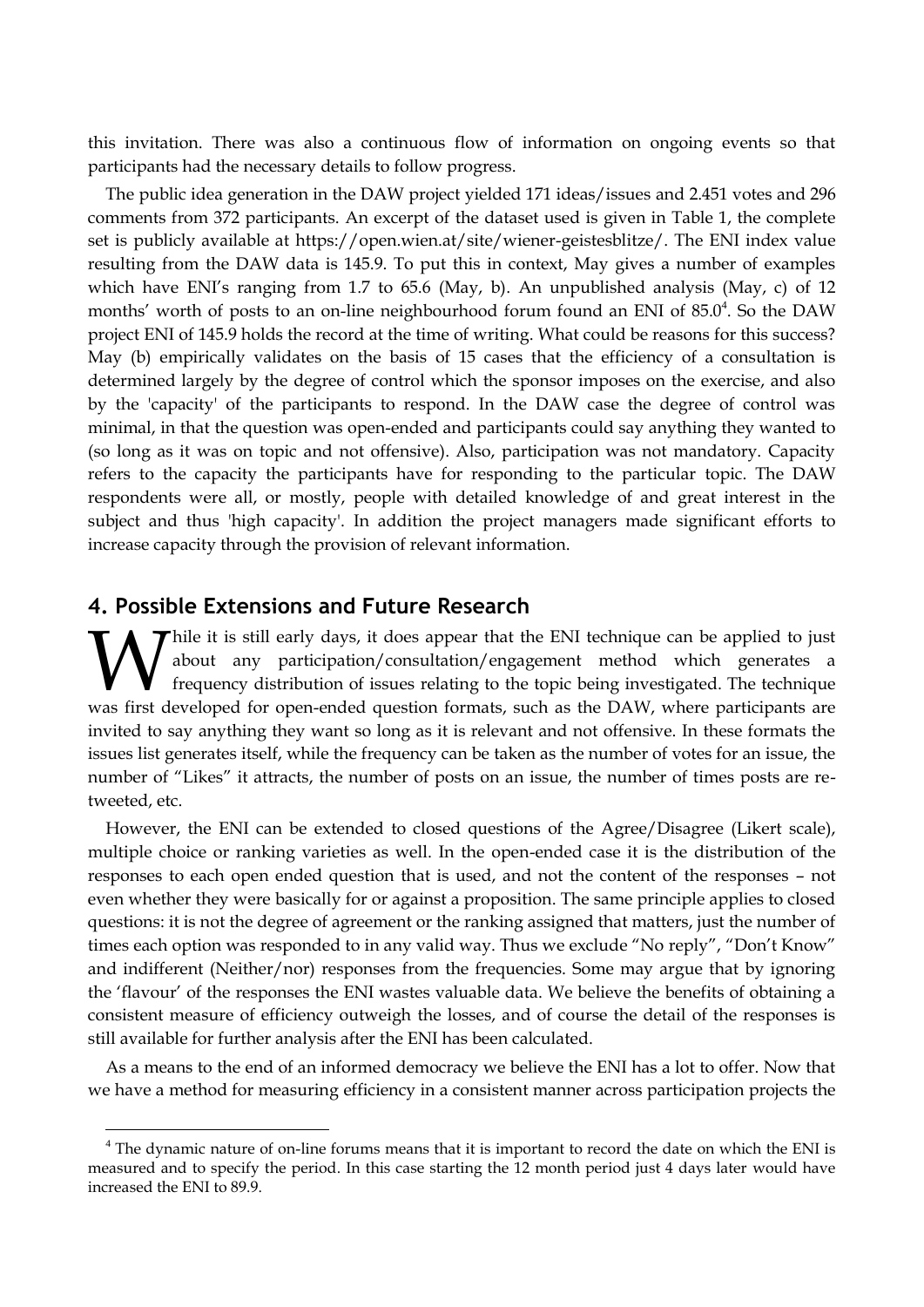this invitation. There was also a continuous flow of information on ongoing events so that participants had the necessary details to follow progress.

The public idea generation in the DAW project yielded 171 ideas/issues and 2.451 votes and 296 comments from 372 participants. An excerpt of the dataset used is given in Table 1, the complete set is publicly available at https://open.wien.at/site/wiener-geistesblitze/. The ENI index value resulting from the DAW data is 145.9. To put this in context, May gives a number of examples which have ENI's ranging from 1.7 to 65.6 (May, b). An unpublished analysis (May, c) of 12 months' worth of posts to an on-line neighbourhood forum found an ENI of 85.0[4]. So the DAW project ENI of 145.9 holds the record at the time of writing. What could be reasons for this success? May (b) empirically validates on the basis of 15 cases that the efficiency of a consultation is determined largely by the degree of control which the sponsor imposes on the exercise, and also by the 'capacity' of the participants to respond. In the DAW case the degree of control was minimal, in that the question was open-ended and participants could say anything they wanted to (so long as it was on topic and not offensive). Also, participation was not mandatory. Capacity refers to the capacity the participants have for responding to the particular topic. The DAW respondents were all, or mostly, people with detailed knowledge of and great interest in the subject and thus 'high capacity'. In addition the project managers made significant efforts to increase capacity through the provision of relevant information.

## 4. Possible Extensions and Future Research

While it is still early days, it does appear that the ENI technique can be applied to just about any participation/consultation/engagement method which generates a frequency distribution of issues relating to the topic being investigated. The technique was first developed for open-ended question formats, such as the DAW, where participants are invited to say anything they want so long as it is relevant and not offensive. In these formats the issues list generates itself, while the frequency can be taken as the number of votes for an issue, the number of "Likes" it attracts, the number of posts on an issue, the number of times posts are re-tweeted, etc.

However, the ENI can be extended to closed questions of the Agree/Disagree (Likert scale), multiple choice or ranking varieties as well. In the open-ended case it is the distribution of the responses to each open ended question that is used, and not the content of the responses – not even whether they were basically for or against a proposition. The same principle applies to closed questions: it is not the degree of agreement or the ranking assigned that matters, just the number of times each option was responded to in any valid way. Thus we exclude "No reply", "Don't Know" and indifferent (Neither/nor) responses from the frequencies. Some may argue that by ignoring the 'flavour' of the responses the ENI wastes valuable data. We believe the benefits of obtaining a consistent measure of efficiency outweigh the losses, and of course the detail of the responses is still available for further analysis after the ENI has been calculated.

As a means to the end of an informed democracy we believe the ENI has a lot to offer. Now that we have a method for measuring efficiency in a consistent manner across participation projects the

[4] The dynamic nature of on-line forums means that it is important to record the date on which the ENI is measured and to specify the period. In this case starting the 12 month period just 4 days later would have increased the ENI to 89.9.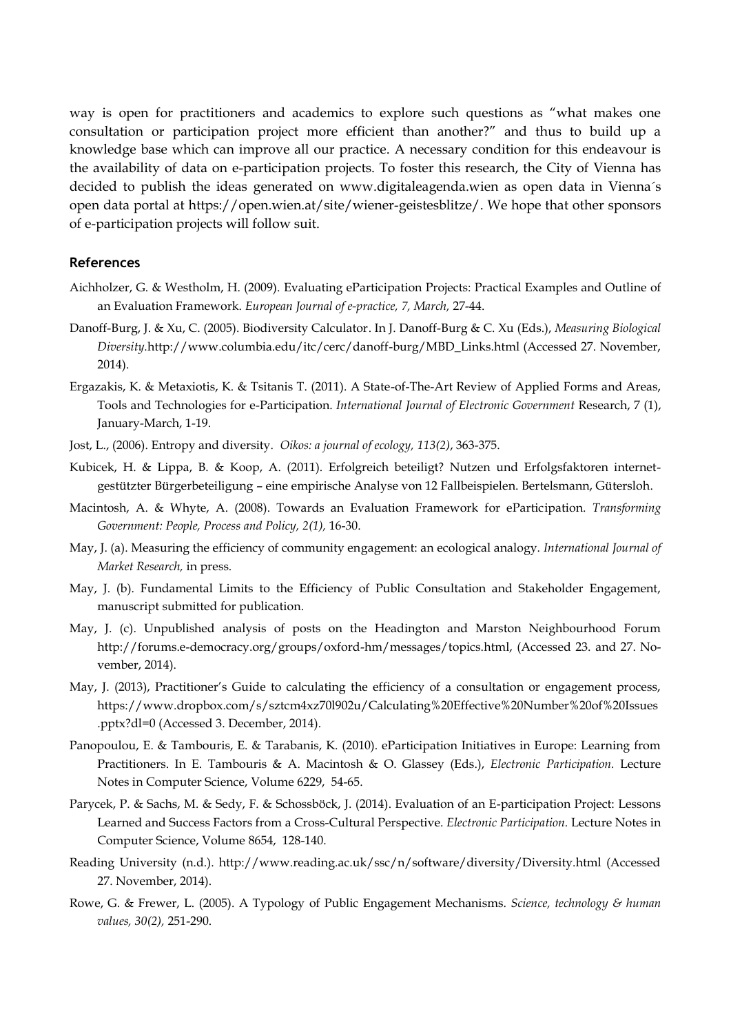way is open for practitioners and academics to explore such questions as "what makes one consultation or participation project more efficient than another?" and thus to build up a knowledge base which can improve all our practice. A necessary condition for this endeavour is the availability of data on e-participation projects. To foster this research, the City of Vienna has decided to publish the ideas generated on www.digitaleagenda.wien as open data in Vienna´s open data portal at https://open.wien.at/site/wiener-geistesblitze/. We hope that other sponsors of e-participation projects will follow suit.

## References

Aichholzer, G. & Westholm, H. (2009). Evaluating eParticipation Projects: Practical Examples and Outline of an Evaluation Framework. *European Journal of e-practice, 7, March,* 27-44.

Danoff-Burg, J. & Xu, C. (2005). Biodiversity Calculator. In J. Danoff-Burg & C. Xu (Eds.), *Measuring Biological Diversity.*http://www.columbia.edu/itc/cerc/danoff-burg/MBD_Links.html (Accessed 27. November, 2014).

Ergazakis, K. & Metaxiotis, K. & Tsitanis T. (2011). A State-of-The-Art Review of Applied Forms and Areas, Tools and Technologies for e-Participation. *International Journal of Electronic Government* Research, 7 (1), January-March, 1-19.

Jost, L., (2006). Entropy and diversity. *Oikos: a journal of ecology, 113(2)*, 363-375.

Kubicek, H. & Lippa, B. & Koop, A. (2011). Erfolgreich beteiligt? Nutzen und Erfolgsfaktoren internetgestützter Bürgerbeteiligung – eine empirische Analyse von 12 Fallbeispielen. Bertelsmann, Gütersloh.

Macintosh, A. & Whyte, A. (2008). Towards an Evaluation Framework for eParticipation. *Transforming Government: People, Process and Policy, 2(1),* 16-30.

May, J. (a). Measuring the efficiency of community engagement: an ecological analogy. *International Journal of Market Research,* in press.

May, J. (b). Fundamental Limits to the Efficiency of Public Consultation and Stakeholder Engagement, manuscript submitted for publication.

May, J. (c). Unpublished analysis of posts on the Headington and Marston Neighbourhood Forum http://forums.e-democracy.org/groups/oxford-hm/messages/topics.html, (Accessed 23. and 27. November, 2014).

May, J. (2013), Practitioner's Guide to calculating the efficiency of a consultation or engagement process, https://www.dropbox.com/s/sztcm4xz70l902u/Calculating%20Effective%20Number%20of%20Issues.pptx?dl=0 (Accessed 3. December, 2014).

Panopoulou, E. & Tambouris, E. & Tarabanis, K. (2010). eParticipation Initiatives in Europe: Learning from Practitioners. In E. Tambouris & A. Macintosh & O. Glassey (Eds.), *Electronic Participation.* Lecture Notes in Computer Science, Volume 6229, 54-65.

Parycek, P. & Sachs, M. & Sedy, F. & Schossböck, J. (2014). Evaluation of an E-participation Project: Lessons Learned and Success Factors from a Cross-Cultural Perspective. *Electronic Participation.* Lecture Notes in Computer Science, Volume 8654, 128-140.

Reading University (n.d.). http://www.reading.ac.uk/ssc/n/software/diversity/Diversity.html (Accessed 27. November, 2014).

Rowe, G. & Frewer, L. (2005). A Typology of Public Engagement Mechanisms. *Science, technology & human values, 30(2),* 251-290.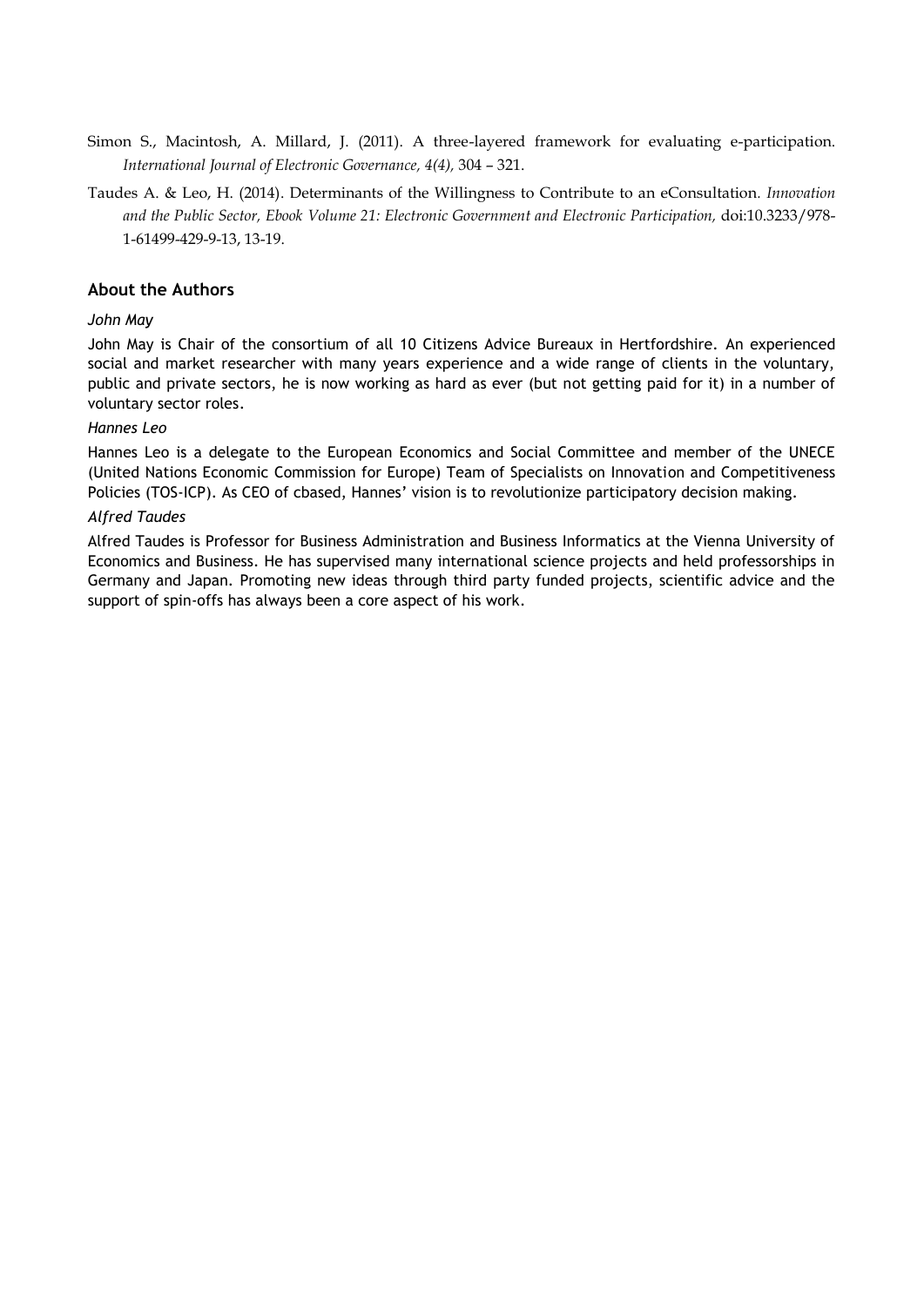Simon S., Macintosh, A. Millard, J. (2011). A three-layered framework for evaluating e-participation. *International Journal of Electronic Governance, 4(4),* 304 – 321.

Taudes A. & Leo, H. (2014). Determinants of the Willingness to Contribute to an eConsultation. *Innovation and the Public Sector, Ebook Volume 21: Electronic Government and Electronic Participation,* doi:10.3233/978-1-61499-429-9-13, 13-19.

## About the Authors

*John May*

John May is Chair of the consortium of all 10 Citizens Advice Bureaux in Hertfordshire. An experienced social and market researcher with many years experience and a wide range of clients in the voluntary, public and private sectors, he is now working as hard as ever (but not getting paid for it) in a number of voluntary sector roles.

*Hannes Leo*

Hannes Leo is a delegate to the European Economics and Social Committee and member of the UNECE (United Nations Economic Commission for Europe) Team of Specialists on Innovation and Competitiveness Policies (TOS-ICP). As CEO of cbased, Hannes' vision is to revolutionize participatory decision making.

*Alfred Taudes*

Alfred Taudes is Professor for Business Administration and Business Informatics at the Vienna University of Economics and Business. He has supervised many international science projects and held professorships in Germany and Japan. Promoting new ideas through third party funded projects, scientific advice and the support of spin-offs has always been a core aspect of his work.